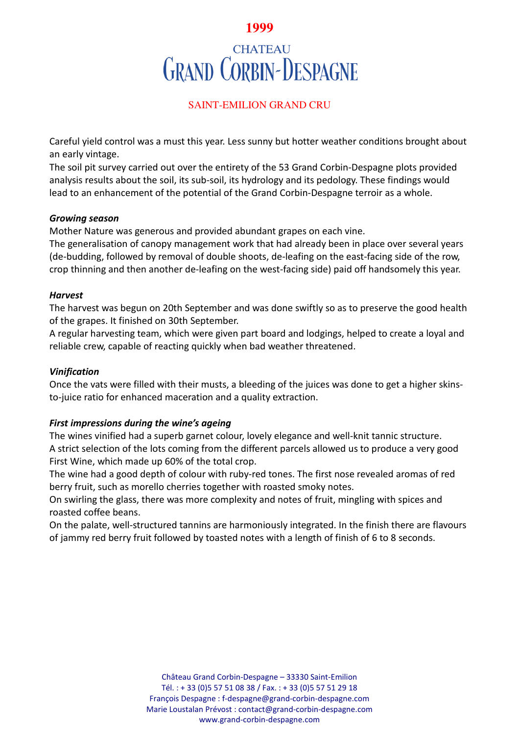**1999**

# CHATEAU GRAND CORBIN-DESPAGNE

## SAINT-EMILION GRAND CRU

Careful yield control was a must this year. Less sunny but hotter weather conditions brought about an early vintage.

The soil pit survey carried out over the entirety of the 53 Grand Corbin-Despagne plots provided analysis results about the soil, its sub-soil, its hydrology and its pedology. These findings would lead to an enhancement of the potential of the Grand Corbin-Despagne terroir as a whole.

***Growing season***

Mother Nature was generous and provided abundant grapes on each vine.

The generalisation of canopy management work that had already been in place over several years (de-budding, followed by removal of double shoots, de-leafing on the east-facing side of the row, crop thinning and then another de-leafing on the west-facing side) paid off handsomely this year.

***Harvest***

The harvest was begun on 20th September and was done swiftly so as to preserve the good health of the grapes. It finished on 30th September.

A regular harvesting team, which were given part board and lodgings, helped to create a loyal and reliable crew, capable of reacting quickly when bad weather threatened.

***Vinification***

Once the vats were filled with their musts, a bleeding of the juices was done to get a higher skins-to-juice ratio for enhanced maceration and a quality extraction.

***First impressions during the wine's ageing***

The wines vinified had a superb garnet colour, lovely elegance and well-knit tannic structure.

A strict selection of the lots coming from the different parcels allowed us to produce a very good First Wine, which made up 60% of the total crop.

The wine had a good depth of colour with ruby-red tones. The first nose revealed aromas of red berry fruit, such as morello cherries together with roasted smoky notes.

On swirling the glass, there was more complexity and notes of fruit, mingling with spices and roasted coffee beans.

On the palate, well-structured tannins are harmoniously integrated. In the finish there are flavours of jammy red berry fruit followed by toasted notes with a length of finish of 6 to 8 seconds.

Château Grand Corbin-Despagne – 33330 Saint-Emilion
Tél. : + 33 (0)5 57 51 08 38 / Fax. : + 33 (0)5 57 51 29 18
François Despagne : f-despagne@grand-corbin-despagne.com
Marie Loustalan Prévost : contact@grand-corbin-despagne.com
www.grand-corbin-despagne.com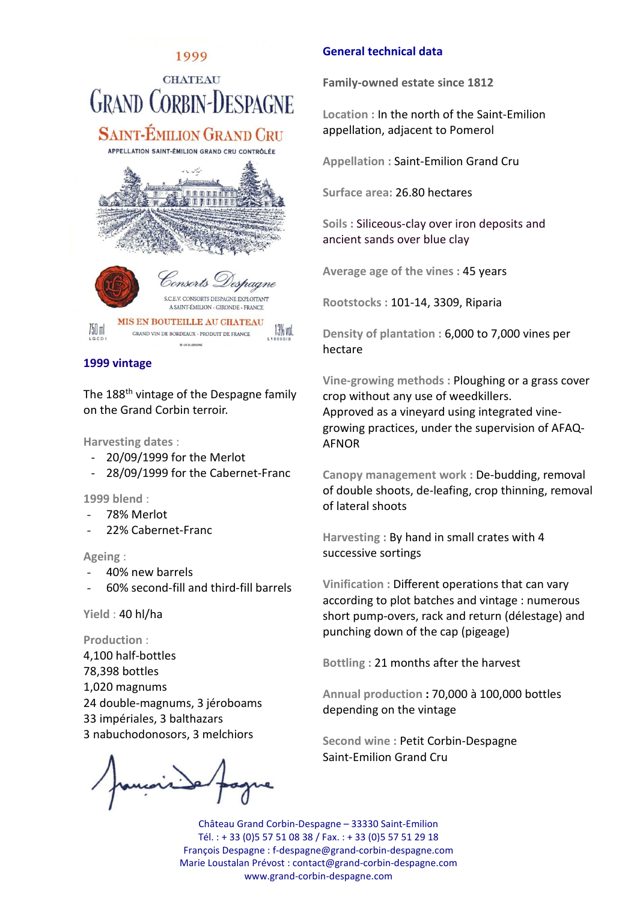1999

CHATEAU

GRAND CORBIN-DESPAGNE

SAINT-ÉMILION GRAND CRU

APPELLATION SAINT-ÉMILION GRAND CRU CONTRÔLÉE

Consorts Despagne

S.C.E.V. CONSORTS DESPAGNE EXPLOITANT
A SAINT-ÉMILION - GIRONDE - FRANCE

MIS EN BOUTEILLE AU CHATEAU

750 ml GRAND VIN DE BORDEAUX - PRODUIT DE FRANCE 13% vol.

### 1999 vintage

The 188th vintage of the Despagne family on the Grand Corbin terroir.

**Harvesting dates** :

- 20/09/1999 for the Merlot
- 28/09/1999 for the Cabernet-Franc

**1999 blend** :

- 78% Merlot
- 22% Cabernet-Franc

**Ageing** :

- 40% new barrels
- 60% second-fill and third-fill barrels

**Yield** : 40 hl/ha

**Production** :

4,100 half-bottles
78,398 bottles
1,020 magnums
24 double-magnums, 3 jéroboams
33 impériales, 3 balthazars
3 nabuchodonosors, 3 melchiors

### General technical data

**Family-owned estate since 1812**

**Location :** In the north of the Saint-Emilion appellation, adjacent to Pomerol

**Appellation :** Saint-Emilion Grand Cru

**Surface area:** 26.80 hectares

**Soils :** Siliceous-clay over iron deposits and ancient sands over blue clay

**Average age of the vines :** 45 years

**Rootstocks :** 101-14, 3309, Riparia

**Density of plantation :** 6,000 to 7,000 vines per hectare

**Vine-growing methods :** Ploughing or a grass cover crop without any use of weedkillers.
Approved as a vineyard using integrated vine-growing practices, under the supervision of AFAQ-AFNOR

**Canopy management work :** De-budding, removal of double shoots, de-leafing, crop thinning, removal of lateral shoots

**Harvesting :** By hand in small crates with 4 successive sortings

**Vinification :** Different operations that can vary according to plot batches and vintage : numerous short pump-overs, rack and return (délestage) and punching down of the cap (pigeage)

**Bottling :** 21 months after the harvest

**Annual production :** 70,000 à 100,000 bottles depending on the vintage

**Second wine :** Petit Corbin-Despagne Saint-Emilion Grand Cru

Château Grand Corbin-Despagne – 33330 Saint-Emilion
Tél. : + 33 (0)5 57 51 08 38 / Fax. : + 33 (0)5 57 51 29 18
François Despagne : f-despagne@grand-corbin-despagne.com
Marie Loustalan Prévost : contact@grand-corbin-despagne.com
www.grand-corbin-despagne.com